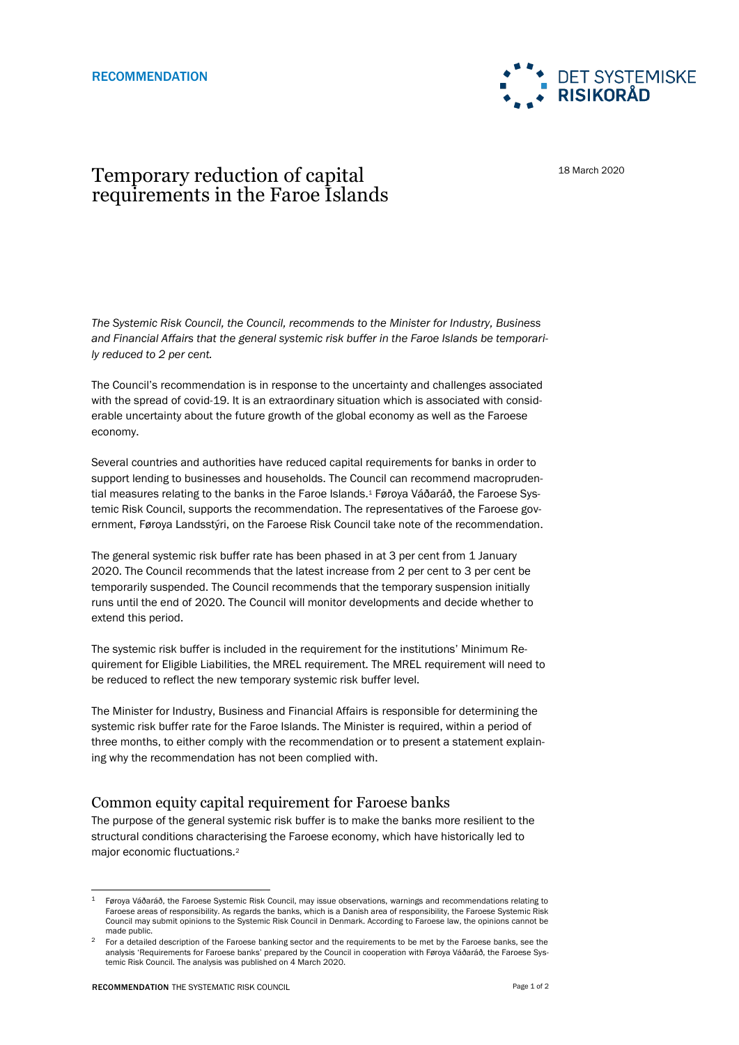RECOMMENDATION

DET SYSTEMISKE RISIKORÅD

18 March 2020

# Temporary reduction of capital requirements in the Faroe Islands

*The Systemic Risk Council, the Council, recommends to the Minister for Industry, Business and Financial Affairs that the general systemic risk buffer in the Faroe Islands be temporarily reduced to 2 per cent.*

The Council's recommendation is in response to the uncertainty and challenges associated with the spread of covid-19. It is an extraordinary situation which is associated with considerable uncertainty about the future growth of the global economy as well as the Faroese economy.

Several countries and authorities have reduced capital requirements for banks in order to support lending to businesses and households. The Council can recommend macroprudential measures relating to the banks in the Faroe Islands.[1] Føroya Váðaráð, the Faroese Systemic Risk Council, supports the recommendation. The representatives of the Faroese government, Føroya Landsstýri, on the Faroese Risk Council take note of the recommendation.

The general systemic risk buffer rate has been phased in at 3 per cent from 1 January 2020. The Council recommends that the latest increase from 2 per cent to 3 per cent be temporarily suspended. The Council recommends that the temporary suspension initially runs until the end of 2020. The Council will monitor developments and decide whether to extend this period.

The systemic risk buffer is included in the requirement for the institutions' Minimum Requirement for Eligible Liabilities, the MREL requirement. The MREL requirement will need to be reduced to reflect the new temporary systemic risk buffer level.

The Minister for Industry, Business and Financial Affairs is responsible for determining the systemic risk buffer rate for the Faroe Islands. The Minister is required, within a period of three months, to either comply with the recommendation or to present a statement explaining why the recommendation has not been complied with.

## Common equity capital requirement for Faroese banks

The purpose of the general systemic risk buffer is to make the banks more resilient to the structural conditions characterising the Faroese economy, which have historically led to major economic fluctuations.[2]

[1] Føroya Váðaráð, the Faroese Systemic Risk Council, may issue observations, warnings and recommendations relating to Faroese areas of responsibility. As regards the banks, which is a Danish area of responsibility, the Faroese Systemic Risk Council may submit opinions to the Systemic Risk Council in Denmark. According to Faroese law, the opinions cannot be made public.

[2] For a detailed description of the Faroese banking sector and the requirements to be met by the Faroese banks, see the analysis 'Requirements for Faroese banks' prepared by the Council in cooperation with Føroya Váðaráð, the Faroese Systemic Risk Council. The analysis was published on 4 March 2020.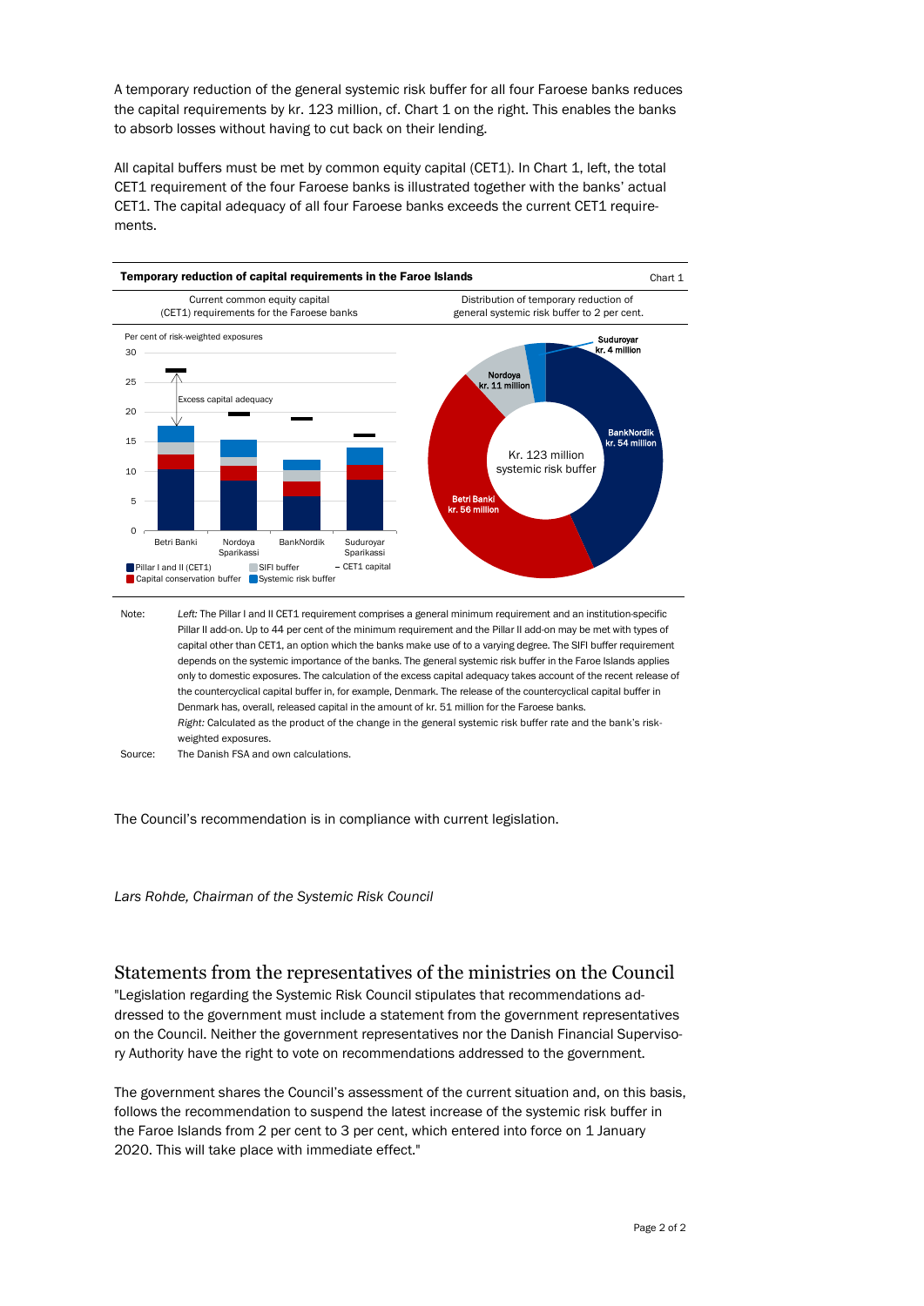A temporary reduction of the general systemic risk buffer for all four Faroese banks reduces the capital requirements by kr. 123 million, cf. Chart 1 on the right. This enables the banks to absorb losses without having to cut back on their lending.

All capital buffers must be met by common equity capital (CET1). In Chart 1, left, the total CET1 requirement of the four Faroese banks is illustrated together with the banks' actual CET1. The capital adequacy of all four Faroese banks exceeds the current CET1 requirements.

**Temporary reduction of capital requirements in the Faroe Islands** Chart 1

Current common equity capital (CET1) requirements for the Faroese banks

Per cent of risk-weighted exposures

30
25
20
15
10
5
0

Excess capital adequacy

Betri Banki
Nordoya Sparikassi
BankNordik
Suduroyar Sparikassi

Pillar I and II (CET1)
SIFI buffer
CET1 capital
Capital conservation buffer
Systemic risk buffer

Distribution of temporary reduction of general systemic risk buffer to 2 per cent.

Suduroyar kr. 4 million
Nordoya kr. 11 million
BankNordik kr. 54 million
Betri Banki kr. 56 million
Kr. 123 million systemic risk buffer

Note: *Left:* The Pillar I and II CET1 requirement comprises a general minimum requirement and an institution-specific Pillar II add-on. Up to 44 per cent of the minimum requirement and the Pillar II add-on may be met with types of capital other than CET1, an option which the banks make use of to a varying degree. The SIFI buffer requirement depends on the systemic importance of the banks. The general systemic risk buffer in the Faroe Islands applies only to domestic exposures. The calculation of the excess capital adequacy takes account of the recent release of the countercyclical capital buffer in, for example, Denmark. The release of the countercyclical capital buffer in Denmark has, overall, released capital in the amount of kr. 51 million for the Faroese banks.
*Right:* Calculated as the product of the change in the general systemic risk buffer rate and the bank's risk-weighted exposures.

Source: The Danish FSA and own calculations.

The Council's recommendation is in compliance with current legislation.

*Lars Rohde, Chairman of the Systemic Risk Council*

## Statements from the representatives of the ministries on the Council

"Legislation regarding the Systemic Risk Council stipulates that recommendations addressed to the government must include a statement from the government representatives on the Council. Neither the government representatives nor the Danish Financial Supervisory Authority have the right to vote on recommendations addressed to the government.

The government shares the Council's assessment of the current situation and, on this basis, follows the recommendation to suspend the latest increase of the systemic risk buffer in the Faroe Islands from 2 per cent to 3 per cent, which entered into force on 1 January 2020. This will take place with immediate effect."